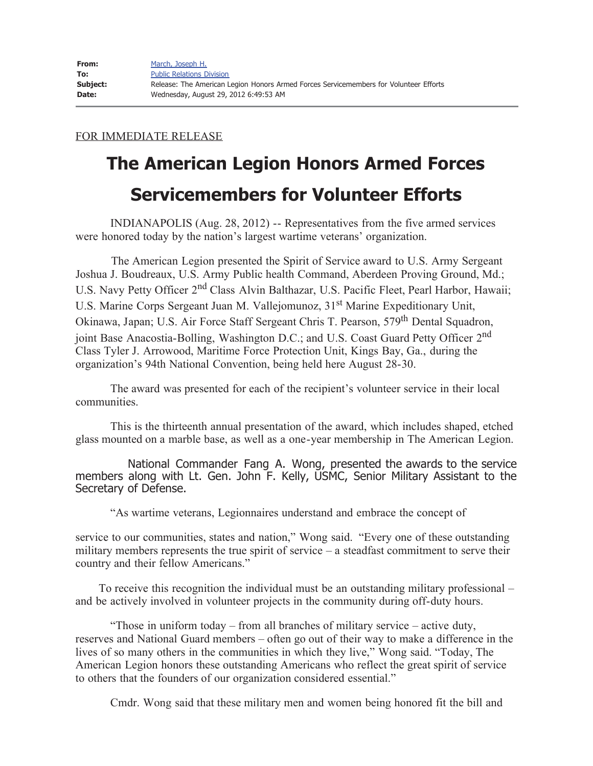| | |
|---|---|
| **From:** | March, Joseph H. |
| **To:** | Public Relations Division |
| **Subject:** | Release: The American Legion Honors Armed Forces Servicemembers for Volunteer Efforts |
| **Date:** | Wednesday, August 29, 2012 6:49:53 AM |

FOR IMMEDIATE RELEASE

# The American Legion Honors Armed Forces Servicemembers for Volunteer Efforts

INDIANAPOLIS (Aug. 28, 2012) -- Representatives from the five armed services were honored today by the nation's largest wartime veterans' organization.

The American Legion presented the Spirit of Service award to U.S. Army Sergeant Joshua J. Boudreaux, U.S. Army Public health Command, Aberdeen Proving Ground, Md.; U.S. Navy Petty Officer 2nd Class Alvin Balthazar, U.S. Pacific Fleet, Pearl Harbor, Hawaii; U.S. Marine Corps Sergeant Juan M. Vallejomunoz, 31st Marine Expeditionary Unit, Okinawa, Japan; U.S. Air Force Staff Sergeant Chris T. Pearson, 579th Dental Squadron, joint Base Anacostia-Bolling, Washington D.C.; and U.S. Coast Guard Petty Officer 2nd Class Tyler J. Arrowood, Maritime Force Protection Unit, Kings Bay, Ga., during the organization's 94th National Convention, being held here August 28-30.

The award was presented for each of the recipient's volunteer service in their local communities.

This is the thirteenth annual presentation of the award, which includes shaped, etched glass mounted on a marble base, as well as a one-year membership in The American Legion.

National Commander Fang A. Wong, presented the awards to the service members along with Lt. Gen. John F. Kelly, USMC, Senior Military Assistant to the Secretary of Defense.

"As wartime veterans, Legionnaires understand and embrace the concept of service to our communities, states and nation," Wong said. "Every one of these outstanding military members represents the true spirit of service – a steadfast commitment to serve their country and their fellow Americans."

To receive this recognition the individual must be an outstanding military professional – and be actively involved in volunteer projects in the community during off-duty hours.

"Those in uniform today – from all branches of military service – active duty, reserves and National Guard members – often go out of their way to make a difference in the lives of so many others in the communities in which they live," Wong said. "Today, The American Legion honors these outstanding Americans who reflect the great spirit of service to others that the founders of our organization considered essential."

Cmdr. Wong said that these military men and women being honored fit the bill and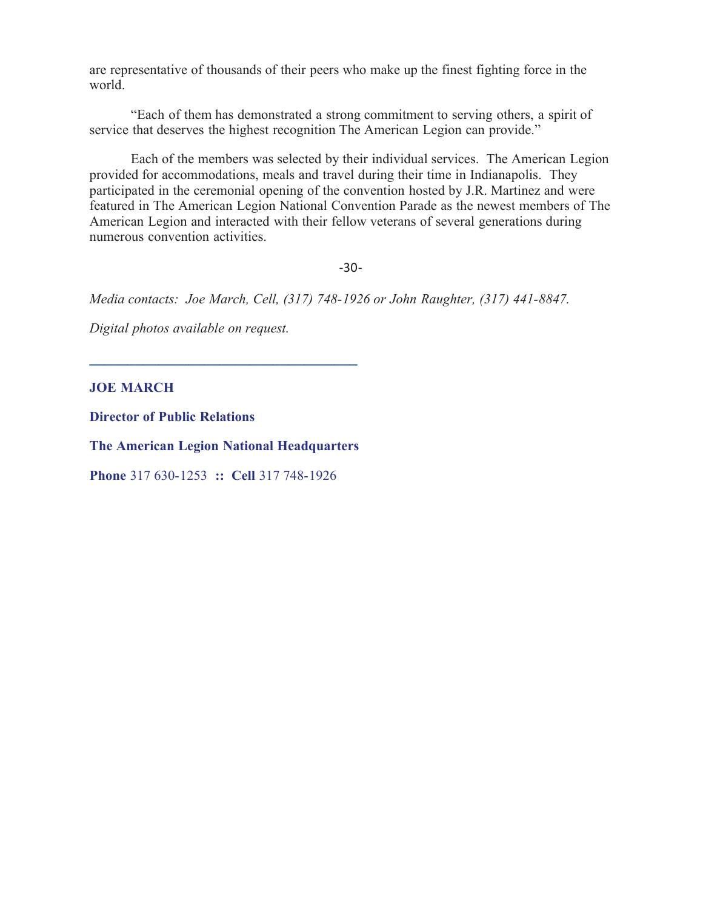are representative of thousands of their peers who make up the finest fighting force in the world.

"Each of them has demonstrated a strong commitment to serving others, a spirit of service that deserves the highest recognition The American Legion can provide."

Each of the members was selected by their individual services. The American Legion provided for accommodations, meals and travel during their time in Indianapolis. They participated in the ceremonial opening of the convention hosted by J.R. Martinez and were featured in The American Legion National Convention Parade as the newest members of The American Legion and interacted with their fellow veterans of several generations during numerous convention activities.

-30-

*Media contacts: Joe March, Cell, (317) 748-1926 or John Raughter, (317) 441-8847.*

*Digital photos available on request.*

---

**JOE MARCH**

**Director of Public Relations**

**The American Legion National Headquarters**

**Phone** 317 630-1253 **::** **Cell** 317 748-1926